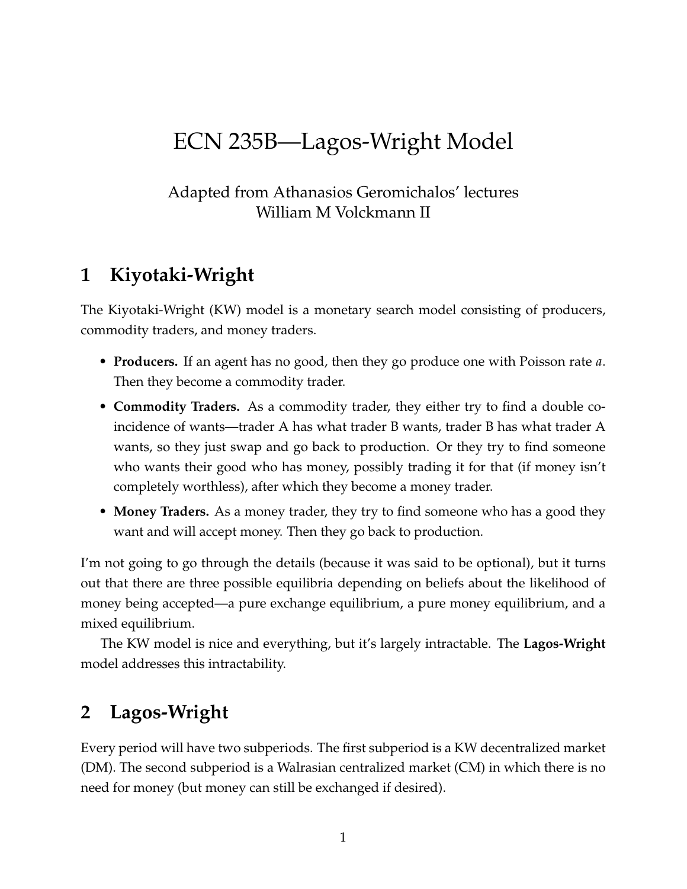# ECN 235B—Lagos-Wright Model

Adapted from Athanasios Geromichalos' lectures
William M Volckmann II

## 1 Kiyotaki-Wright

The Kiyotaki-Wright (KW) model is a monetary search model consisting of producers, commodity traders, and money traders.

- **Producers.** If an agent has no good, then they go produce one with Poisson rate $a$. Then they become a commodity trader.
- **Commodity Traders.** As a commodity trader, they either try to find a double coincidence of wants—trader A has what trader B wants, trader B has what trader A wants, so they just swap and go back to production. Or they try to find someone who wants their good who has money, possibly trading it for that (if money isn't completely worthless), after which they become a money trader.
- **Money Traders.** As a money trader, they try to find someone who has a good they want and will accept money. Then they go back to production.

I'm not going to go through the details (because it was said to be optional), but it turns out that there are three possible equilibria depending on beliefs about the likelihood of money being accepted—a pure exchange equilibrium, a pure money equilibrium, and a mixed equilibrium.

The KW model is nice and everything, but it's largely intractable. The **Lagos-Wright** model addresses this intractability.

## 2 Lagos-Wright

Every period will have two subperiods. The first subperiod is a KW decentralized market (DM). The second subperiod is a Walrasian centralized market (CM) in which there is no need for money (but money can still be exchanged if desired).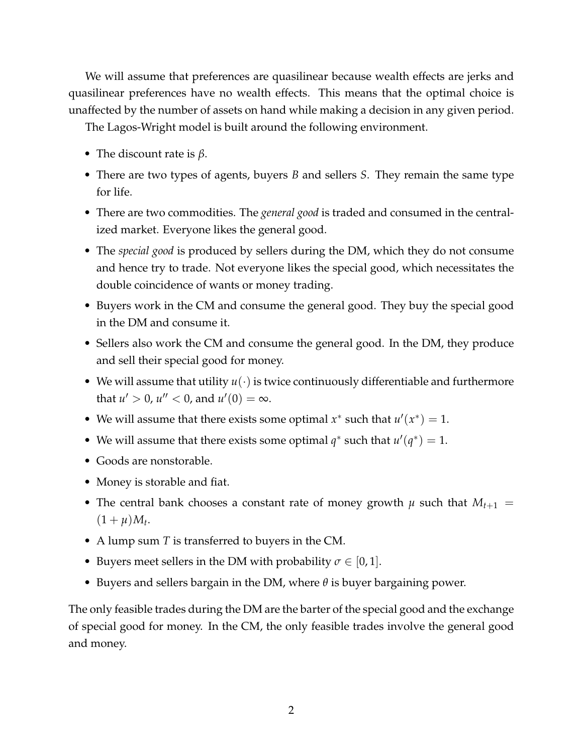We will assume that preferences are quasilinear because wealth effects are jerks and quasilinear preferences have no wealth effects. This means that the optimal choice is unaffected by the number of assets on hand while making a decision in any given period.

The Lagos-Wright model is built around the following environment.

- The discount rate is $\beta$.
- There are two types of agents, buyers $B$ and sellers $S$. They remain the same type for life.
- There are two commodities. The *general good* is traded and consumed in the centralized market. Everyone likes the general good.
- The *special good* is produced by sellers during the DM, which they do not consume and hence try to trade. Not everyone likes the special good, which necessitates the double coincidence of wants or money trading.
- Buyers work in the CM and consume the general good. They buy the special good in the DM and consume it.
- Sellers also work the CM and consume the general good. In the DM, they produce and sell their special good for money.
- We will assume that utility $u(\cdot)$ is twice continuously differentiable and furthermore that $u' > 0$, $u'' < 0$, and $u'(0) = \infty$.
- We will assume that there exists some optimal $x^*$ such that $u'(x^*) = 1$.
- We will assume that there exists some optimal $q^*$ such that $u'(q^*) = 1$.
- Goods are nonstorable.
- Money is storable and fiat.
- The central bank chooses a constant rate of money growth $\mu$ such that $M_{t+1} = (1 + \mu)M_t$.
- A lump sum $T$ is transferred to buyers in the CM.
- Buyers meet sellers in the DM with probability $\sigma \in [0, 1]$.
- Buyers and sellers bargain in the DM, where $\theta$ is buyer bargaining power.

The only feasible trades during the DM are the barter of the special good and the exchange of special good for money. In the CM, the only feasible trades involve the general good and money.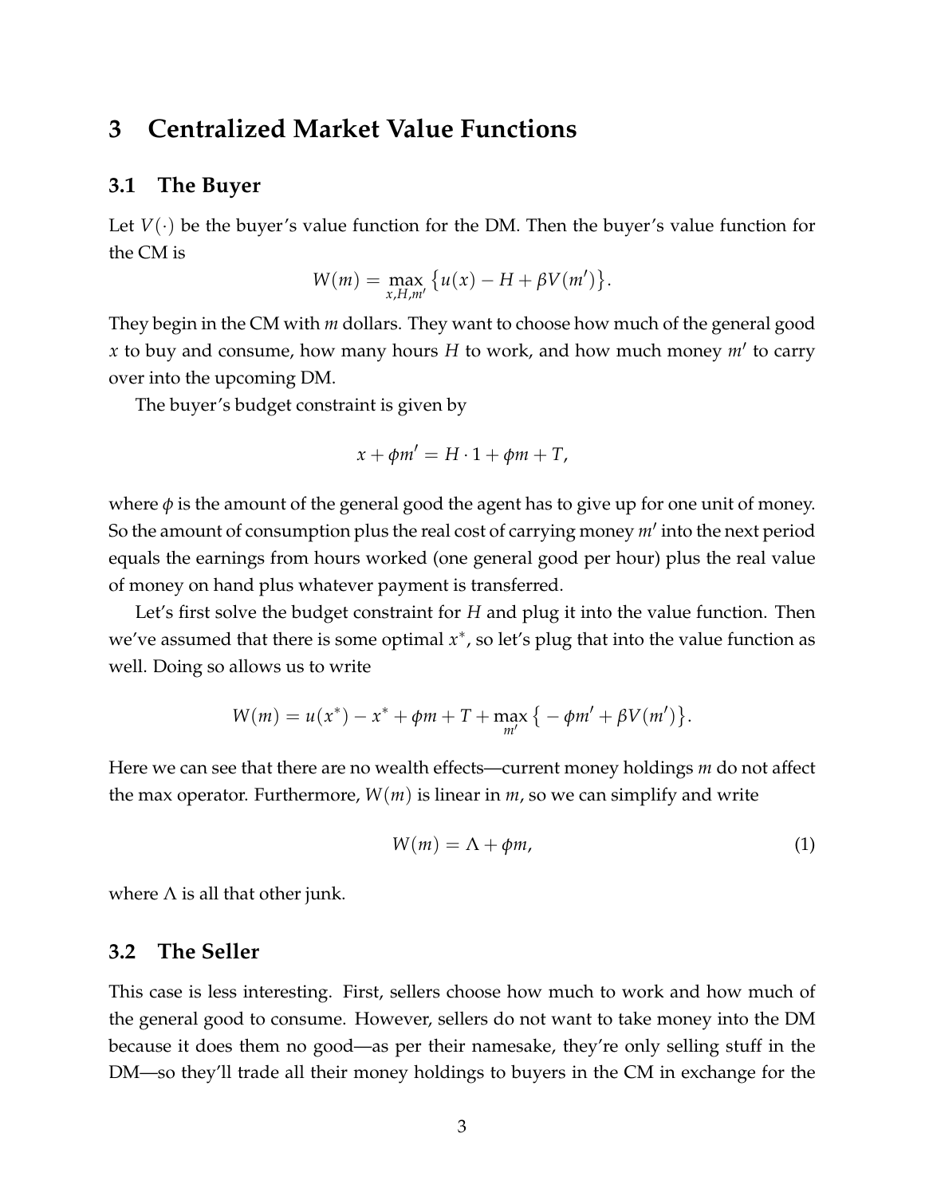# 3 Centralized Market Value Functions

## 3.1 The Buyer

Let $V(\cdot)$ be the buyer's value function for the DM. Then the buyer's value function for the CM is

$$W(m) = \max_{x,H,m'} \{u(x) - H + \beta V(m')\}.$$

They begin in the CM with $m$ dollars. They want to choose how much of the general good $x$ to buy and consume, how many hours $H$ to work, and how much money $m'$ to carry over into the upcoming DM.

The buyer's budget constraint is given by

$$x + \phi m' = H \cdot 1 + \phi m + T,$$

where $\phi$ is the amount of the general good the agent has to give up for one unit of money. So the amount of consumption plus the real cost of carrying money $m'$ into the next period equals the earnings from hours worked (one general good per hour) plus the real value of money on hand plus whatever payment is transferred.

Let's first solve the budget constraint for $H$ and plug it into the value function. Then we've assumed that there is some optimal $x^*$, so let's plug that into the value function as well. Doing so allows us to write

$$W(m) = u(x^*) - x^* + \phi m + T + \max_{m'} \{-\phi m' + \beta V(m')\}.$$

Here we can see that there are no wealth effects—current money holdings $m$ do not affect the max operator. Furthermore, $W(m)$ is linear in $m$, so we can simplify and write

$$W(m) = \Lambda + \phi m, \tag{1}$$

where $\Lambda$ is all that other junk.

## 3.2 The Seller

This case is less interesting. First, sellers choose how much to work and how much of the general good to consume. However, sellers do not want to take money into the DM because it does them no good—as per their namesake, they're only selling stuff in the DM—so they'll trade all their money holdings to buyers in the CM in exchange for the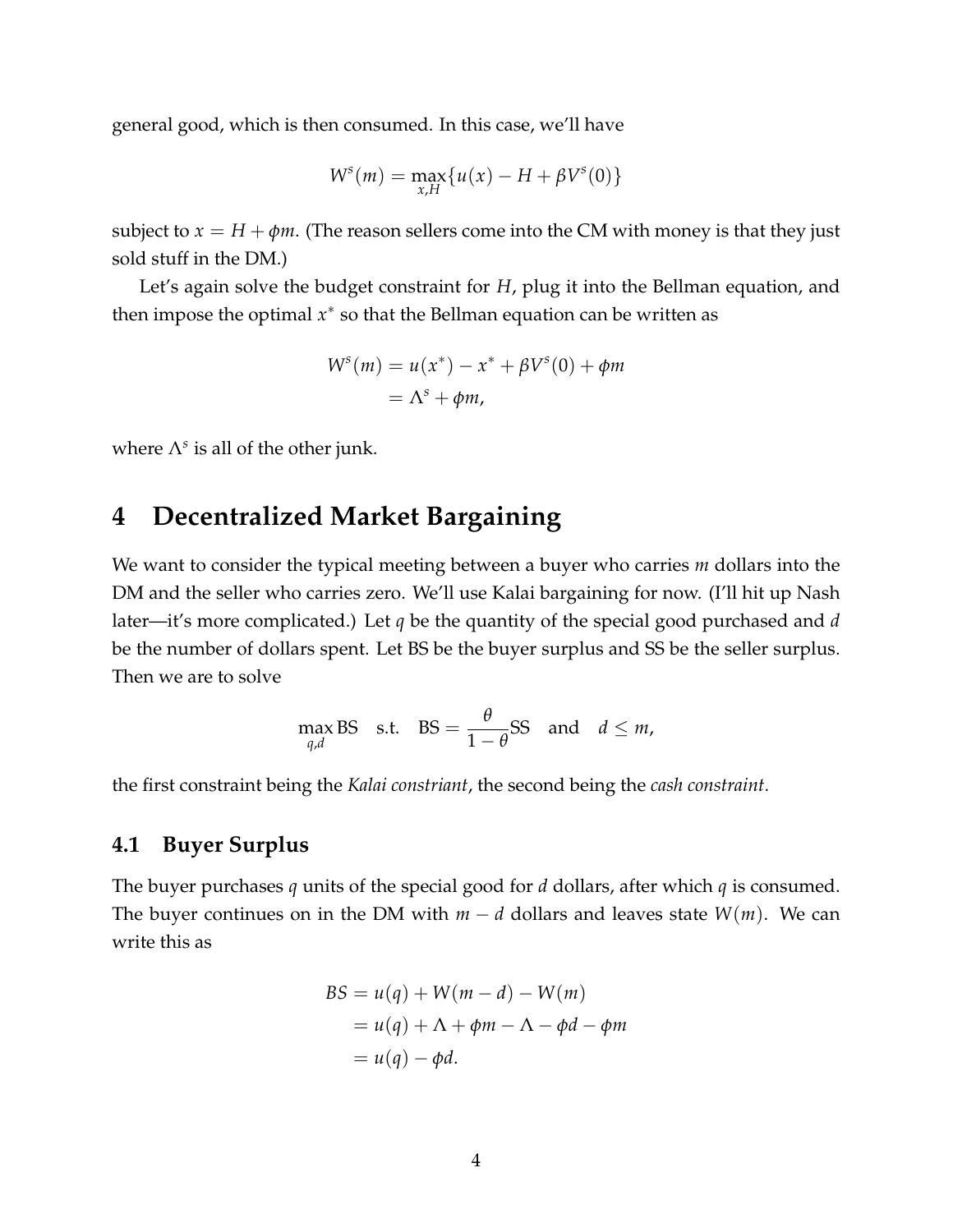general good, which is then consumed. In this case, we'll have

$$W^s(m) = \max_{x,H}\{u(x) - H + \beta V^s(0)\}$$

subject to $x = H + \phi m$. (The reason sellers come into the CM with money is that they just sold stuff in the DM.)

Let's again solve the budget constraint for $H$, plug it into the Bellman equation, and then impose the optimal $x^*$ so that the Bellman equation can be written as

$$\begin{aligned}
W^s(m) &= u(x^*) - x^* + \beta V^s(0) + \phi m \\
&= \Lambda^s + \phi m,
\end{aligned}$$

where $\Lambda^s$ is all of the other junk.

# 4 Decentralized Market Bargaining

We want to consider the typical meeting between a buyer who carries $m$ dollars into the DM and the seller who carries zero. We'll use Kalai bargaining for now. (I'll hit up Nash later—it's more complicated.) Let $q$ be the quantity of the special good purchased and $d$ be the number of dollars spent. Let BS be the buyer surplus and SS be the seller surplus. Then we are to solve

$$\max_{q,d} \text{BS} \quad \text{s.t.} \quad \text{BS} = \frac{\theta}{1-\theta}\text{SS} \quad \text{and} \quad d \leq m,$$

the first constraint being the *Kalai constriant*, the second being the *cash constraint*.

## 4.1 Buyer Surplus

The buyer purchases $q$ units of the special good for $d$ dollars, after which $q$ is consumed. The buyer continues on in the DM with $m - d$ dollars and leaves state $W(m)$. We can write this as

$$\begin{aligned}
BS &= u(q) + W(m-d) - W(m) \\
&= u(q) + \Lambda + \phi m - \Lambda - \phi d - \phi m \\
&= u(q) - \phi d.
\end{aligned}$$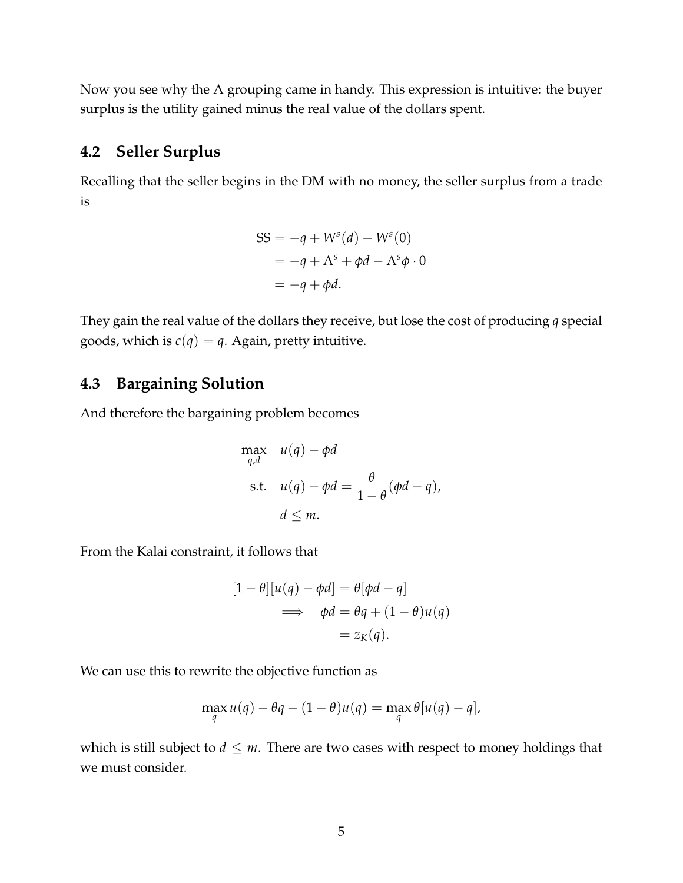Now you see why the $\Lambda$ grouping came in handy. This expression is intuitive: the buyer surplus is the utility gained minus the real value of the dollars spent.

## 4.2 Seller Surplus

Recalling that the seller begins in the DM with no money, the seller surplus from a trade is

$$
\begin{aligned}
\text{SS} &= -q + W^s(d) - W^s(0) \\
&= -q + \Lambda^s + \phi d - \Lambda^s \phi \cdot 0 \\
&= -q + \phi d.
\end{aligned}
$$

They gain the real value of the dollars they receive, but lose the cost of producing $q$ special goods, which is $c(q) = q$. Again, pretty intuitive.

## 4.3 Bargaining Solution

And therefore the bargaining problem becomes

$$
\begin{aligned}
\max_{q,d} \quad & u(q) - \phi d \\
\text{s.t.} \quad & u(q) - \phi d = \frac{\theta}{1-\theta}(\phi d - q), \\
& d \leq m.
\end{aligned}
$$

From the Kalai constraint, it follows that

$$
\begin{aligned}
[1-\theta][u(q) - \phi d] &= \theta[\phi d - q] \\
\implies \quad \phi d &= \theta q + (1-\theta)u(q) \\
&= z_K(q).
\end{aligned}
$$

We can use this to rewrite the objective function as

$$
\max_q u(q) - \theta q - (1-\theta)u(q) = \max_q \theta[u(q) - q],
$$

which is still subject to $d \leq m$. There are two cases with respect to money holdings that we must consider.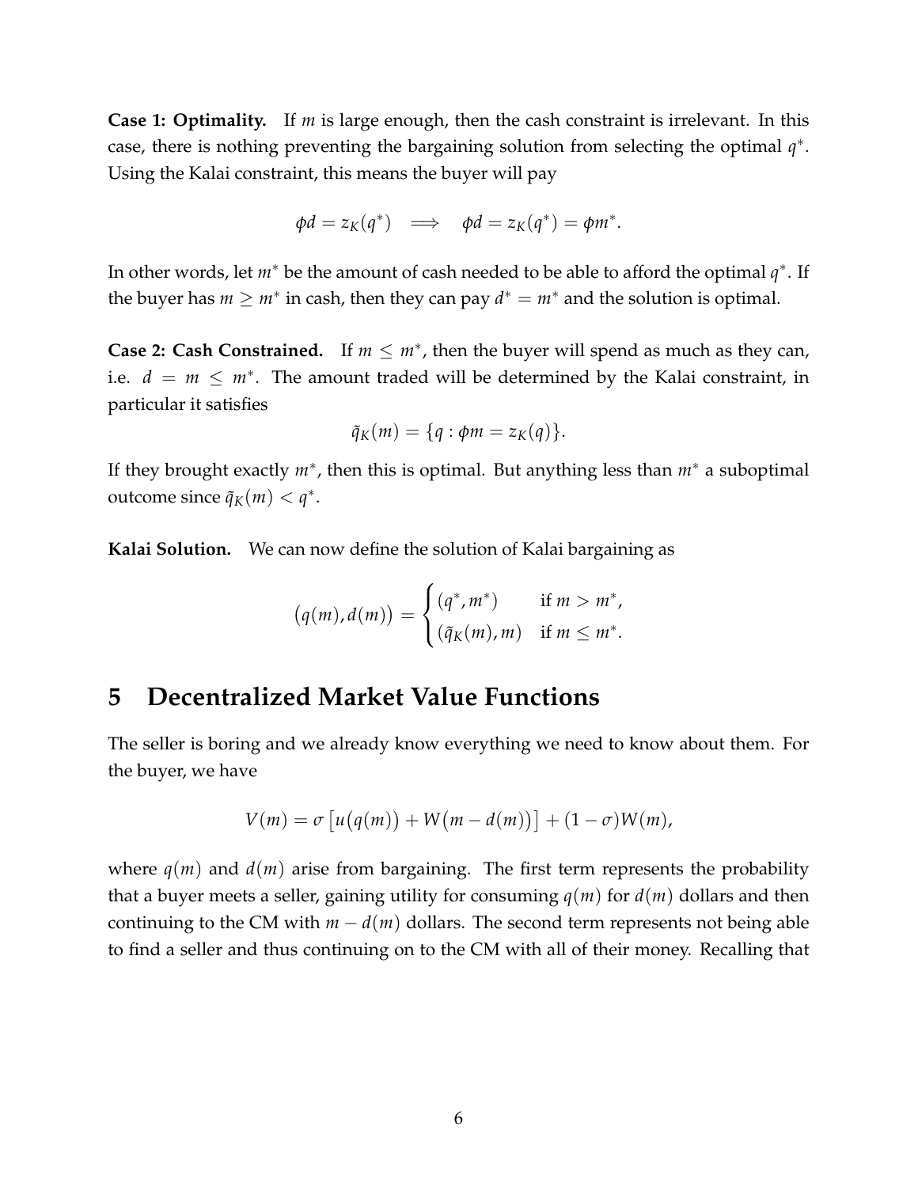**Case 1: Optimality.** If $m$ is large enough, then the cash constraint is irrelevant. In this case, there is nothing preventing the bargaining solution from selecting the optimal $q^*$. Using the Kalai constraint, this means the buyer will pay

$$\phi d = z_K(q^*) \implies \phi d = z_K(q^*) = \phi m^*.$$

In other words, let $m^*$ be the amount of cash needed to be able to afford the optimal $q^*$. If the buyer has $m \geq m^*$ in cash, then they can pay $d^* = m^*$ and the solution is optimal.

**Case 2: Cash Constrained.** If $m \leq m^*$, then the buyer will spend as much as they can, i.e. $d = m \leq m^*$. The amount traded will be determined by the Kalai constraint, in particular it satisfies

$$\tilde{q}_K(m) = \{q : \phi m = z_K(q)\}.$$

If they brought exactly $m^*$, then this is optimal. But anything less than $m^*$ a suboptimal outcome since $\tilde{q}_K(m) < q^*$.

**Kalai Solution.** We can now define the solution of Kalai bargaining as

$$\big(q(m), d(m)\big) = \begin{cases} (q^*, m^*) & \text{if } m > m^*, \\ (\tilde{q}_K(m), m) & \text{if } m \leq m^*. \end{cases}$$

# 5 Decentralized Market Value Functions

The seller is boring and we already know everything we need to know about them. For the buyer, we have

$$V(m) = \sigma\left[u\big(q(m)\big) + W\big(m - d(m)\big)\right] + (1 - \sigma)W(m),$$

where $q(m)$ and $d(m)$ arise from bargaining. The first term represents the probability that a buyer meets a seller, gaining utility for consuming $q(m)$ for $d(m)$ dollars and then continuing to the CM with $m - d(m)$ dollars. The second term represents not being able to find a seller and thus continuing on to the CM with all of their money. Recalling that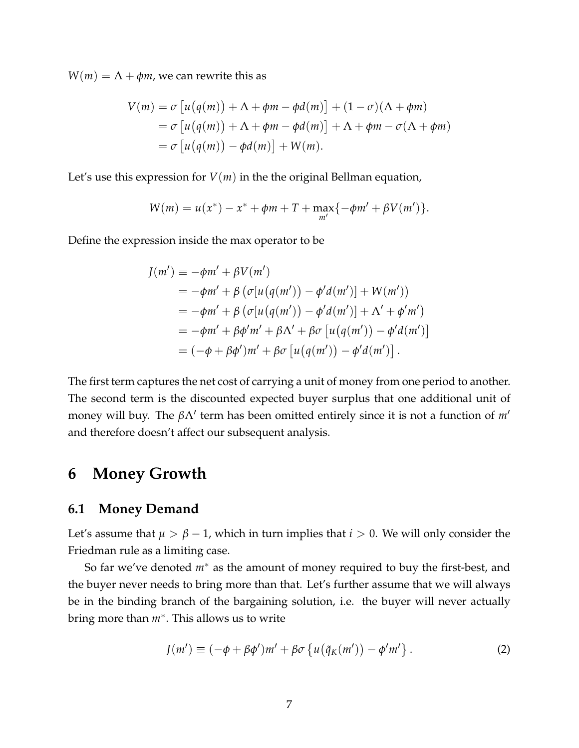$W(m) = \Lambda + \phi m$, we can rewrite this as

$$
\begin{aligned}
V(m) &= \sigma\left[u\big(q(m)\big) + \Lambda + \phi m - \phi d(m)\right] + (1-\sigma)(\Lambda + \phi m) \\
&= \sigma\left[u\big(q(m)\big) + \Lambda + \phi m - \phi d(m)\right] + \Lambda + \phi m - \sigma(\Lambda + \phi m) \\
&= \sigma\left[u\big(q(m)\big) - \phi d(m)\right] + W(m).
\end{aligned}
$$

Let's use this expression for $V(m)$ in the the original Bellman equation,

$$
W(m) = u(x^*) - x^* + \phi m + T + \max_{m'}\{-\phi m' + \beta V(m')\}.
$$

Define the expression inside the max operator to be

$$
\begin{aligned}
J(m') &\equiv -\phi m' + \beta V(m') \\
&= -\phi m' + \beta\left(\sigma[u\big(q(m')\big) - \phi' d(m')] + W(m')\right) \\
&= -\phi m' + \beta\left(\sigma[u\big(q(m')\big) - \phi' d(m')] + \Lambda' + \phi' m'\right) \\
&= -\phi m' + \beta\phi' m' + \beta\Lambda' + \beta\sigma\left[u\big(q(m')\big) - \phi' d(m')\right] \\
&= (-\phi + \beta\phi')m' + \beta\sigma\left[u\big(q(m')\big) - \phi' d(m')\right].
\end{aligned}
$$

The first term captures the net cost of carrying a unit of money from one period to another. The second term is the discounted expected buyer surplus that one additional unit of money will buy. The $\beta\Lambda'$ term has been omitted entirely since it is not a function of $m'$ and therefore doesn't affect our subsequent analysis.

# 6 Money Growth

## 6.1 Money Demand

Let's assume that $\mu > \beta - 1$, which in turn implies that $i > 0$. We will only consider the Friedman rule as a limiting case.

So far we've denoted $m^*$ as the amount of money required to buy the first-best, and the buyer never needs to bring more than that. Let's further assume that we will always be in the binding branch of the bargaining solution, i.e. the buyer will never actually bring more than $m^*$. This allows us to write

$$
J(m') \equiv (-\phi + \beta\phi')m' + \beta\sigma\left\{u\big(\tilde{q}_K(m')\big) - \phi' m'\right\}. \tag{2}
$$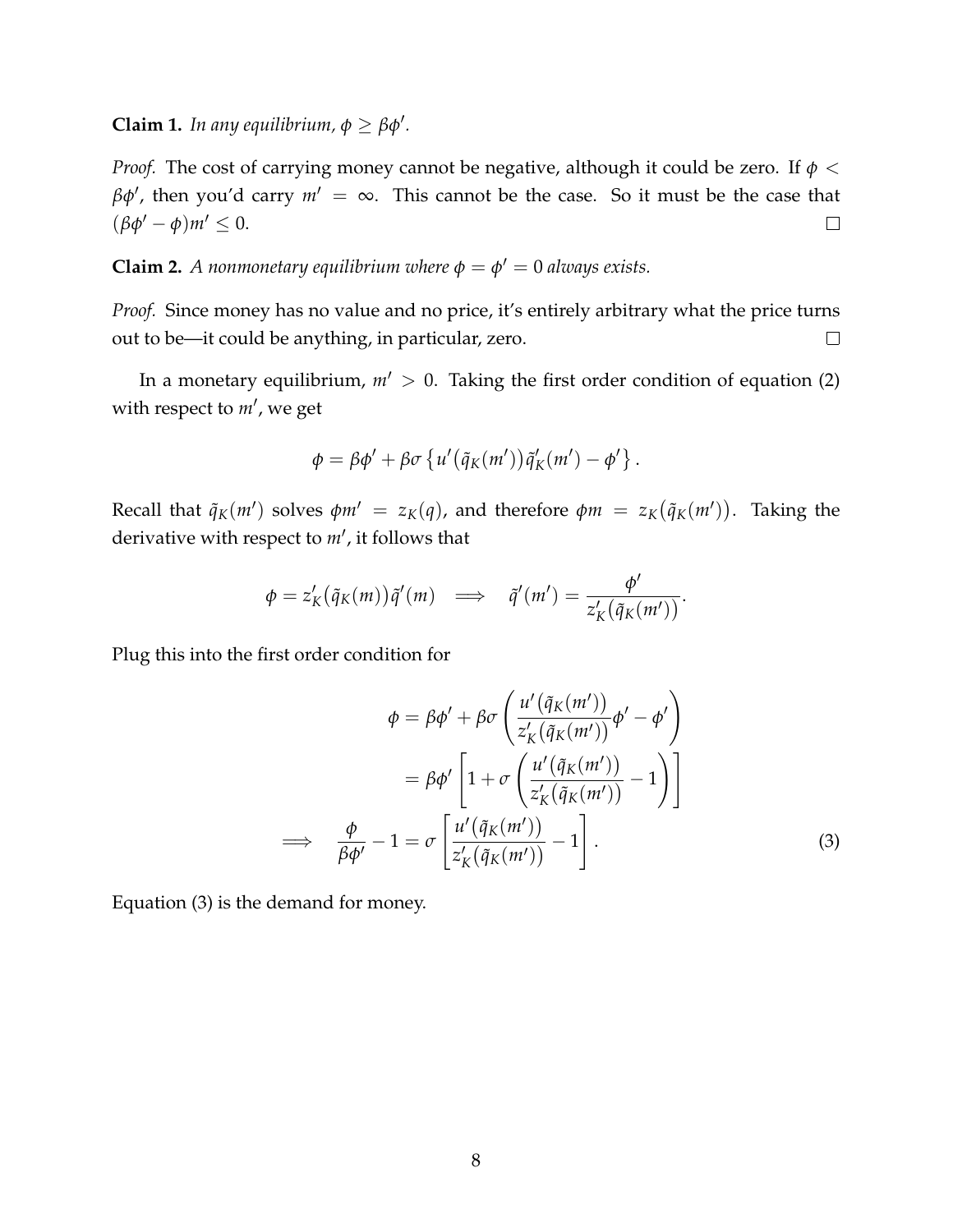**Claim 1.** *In any equilibrium, $\phi \geq \beta\phi'$.*

*Proof.* The cost of carrying money cannot be negative, although it could be zero. If $\phi < \beta\phi'$, then you'd carry $m' = \infty$. This cannot be the case. So it must be the case that $(\beta\phi' - \phi)m' \leq 0$. $\square$

**Claim 2.** *A nonmonetary equilibrium where $\phi = \phi' = 0$ always exists.*

*Proof.* Since money has no value and no price, it's entirely arbitrary what the price turns out to be—it could be anything, in particular, zero. $\square$

In a monetary equilibrium, $m' > 0$. Taking the first order condition of equation (2) with respect to $m'$, we get

$$\phi = \beta\phi' + \beta\sigma \left\{ u'\big(\tilde{q}_K(m')\big)\tilde{q}_K'(m') - \phi' \right\}.$$

Recall that $\tilde{q}_K(m')$ solves $\phi m' = z_K(q)$, and therefore $\phi m = z_K\big(\tilde{q}_K(m')\big)$. Taking the derivative with respect to $m'$, it follows that

$$\phi = z_K'\big(\tilde{q}_K(m)\big)\tilde{q}'(m) \implies \tilde{q}'(m') = \frac{\phi'}{z_K'\big(\tilde{q}_K(m')\big)}.$$

Plug this into the first order condition for

$$\begin{aligned}
\phi &= \beta\phi' + \beta\sigma\left( \frac{u'\big(\tilde{q}_K(m')\big)}{z_K'\big(\tilde{q}_K(m')\big)}\phi' - \phi' \right) \\
&= \beta\phi' \left[ 1 + \sigma\left( \frac{u'\big(\tilde{q}_K(m')\big)}{z_K'\big(\tilde{q}_K(m')\big)} - 1 \right) \right] \\
\implies \quad \frac{\phi}{\beta\phi'} - 1 &= \sigma\left[ \frac{u'\big(\tilde{q}_K(m')\big)}{z_K'\big(\tilde{q}_K(m')\big)} - 1 \right]. \qquad (3)
\end{aligned}$$

Equation (3) is the demand for money.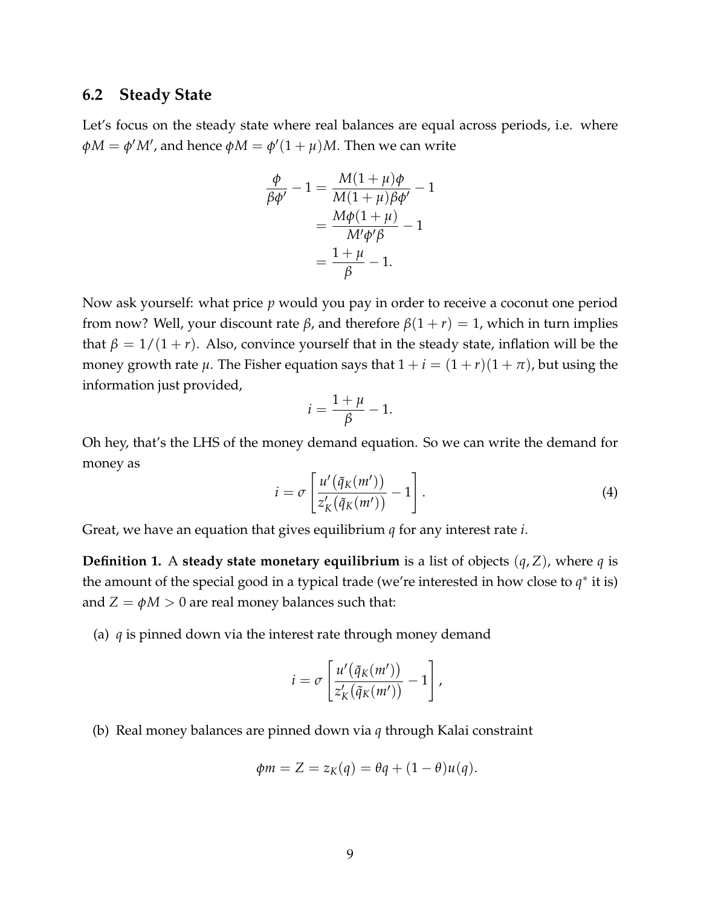## 6.2 Steady State

Let's focus on the steady state where real balances are equal across periods, i.e. where $\phi M = \phi' M'$, and hence $\phi M = \phi'(1+\mu)M$. Then we can write

$$
\begin{aligned}
\frac{\phi}{\beta\phi'} - 1 &= \frac{M(1+\mu)\phi}{M(1+\mu)\beta\phi'} - 1 \\
&= \frac{M\phi(1+\mu)}{M'\phi'\beta} - 1 \\
&= \frac{1+\mu}{\beta} - 1.
\end{aligned}
$$

Now ask yourself: what price $p$ would you pay in order to receive a coconut one period from now? Well, your discount rate $\beta$, and therefore $\beta(1+r) = 1$, which in turn implies that $\beta = 1/(1+r)$. Also, convince yourself that in the steady state, inflation will be the money growth rate $\mu$. The Fisher equation says that $1 + i = (1+r)(1+\pi)$, but using the information just provided,

$$
i = \frac{1+\mu}{\beta} - 1.
$$

Oh hey, that's the LHS of the money demand equation. So we can write the demand for money as

$$
i = \sigma \left[ \frac{u'(\tilde{q}_K(m'))}{z_K'(\tilde{q}_K(m'))} - 1 \right]. \tag{4}
$$

Great, we have an equation that gives equilibrium $q$ for any interest rate $i$.

**Definition 1.** A **steady state monetary equilibrium** is a list of objects $(q, Z)$, where $q$ is the amount of the special good in a typical trade (we're interested in how close to $q^*$ it is) and $Z = \phi M > 0$ are real money balances such that:

(a) $q$ is pinned down via the interest rate through money demand

$$
i = \sigma \left[ \frac{u'(\tilde{q}_K(m'))}{z_K'(\tilde{q}_K(m'))} - 1 \right],
$$

(b) Real money balances are pinned down via $q$ through Kalai constraint

$$
\phi m = Z = z_K(q) = \theta q + (1-\theta)u(q).
$$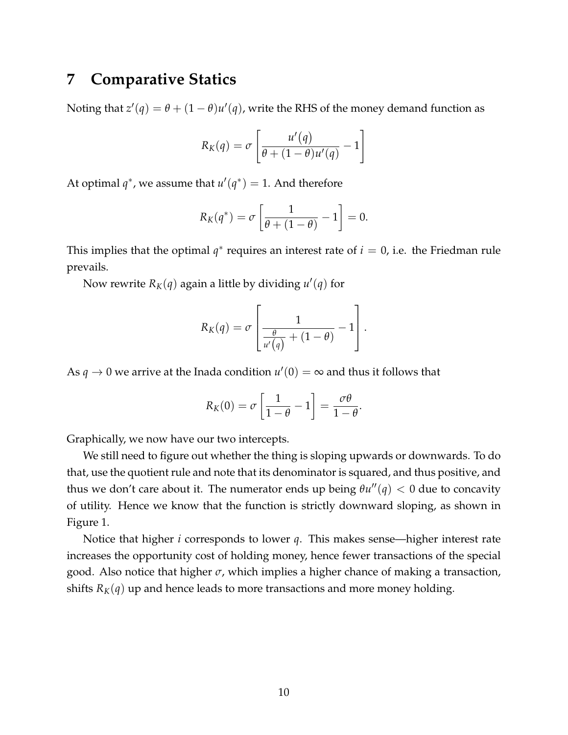# 7 Comparative Statics

Noting that $z'(q) = \theta + (1-\theta)u'(q)$, write the RHS of the money demand function as

$$R_K(q) = \sigma \left[ \frac{u'(q)}{\theta + (1-\theta)u'(q)} - 1 \right]$$

At optimal $q^*$, we assume that $u'(q^*) = 1$. And therefore

$$R_K(q^*) = \sigma \left[ \frac{1}{\theta + (1-\theta)} - 1 \right] = 0.$$

This implies that the optimal $q^*$ requires an interest rate of $i = 0$, i.e. the Friedman rule prevails.

Now rewrite $R_K(q)$ again a little by dividing $u'(q)$ for

$$R_K(q) = \sigma \left[ \frac{1}{\frac{\theta}{u'(q)} + (1-\theta)} - 1 \right].$$

As $q \to 0$ we arrive at the Inada condition $u'(0) = \infty$ and thus it follows that

$$R_K(0) = \sigma \left[ \frac{1}{1-\theta} - 1 \right] = \frac{\sigma\theta}{1-\theta}.$$

Graphically, we now have our two intercepts.

We still need to figure out whether the thing is sloping upwards or downwards. To do that, use the quotient rule and note that its denominator is squared, and thus positive, and thus we don't care about it. The numerator ends up being $\theta u''(q) < 0$ due to concavity of utility. Hence we know that the function is strictly downward sloping, as shown in Figure 1.

Notice that higher $i$ corresponds to lower $q$. This makes sense—higher interest rate increases the opportunity cost of holding money, hence fewer transactions of the special good. Also notice that higher $\sigma$, which implies a higher chance of making a transaction, shifts $R_K(q)$ up and hence leads to more transactions and more money holding.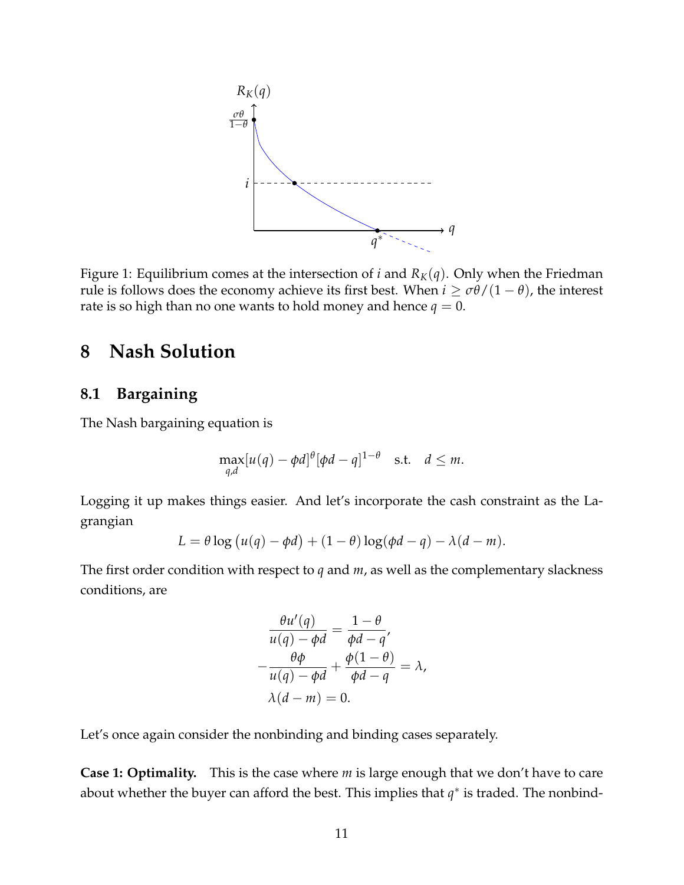Figure 1: Equilibrium comes at the intersection of $i$ and $R_K(q)$. Only when the Friedman rule is follows does the economy achieve its first best. When $i \geq \sigma\theta/(1-\theta)$, the interest rate is so high than no one wants to hold money and hence $q = 0$.

# 8 Nash Solution

## 8.1 Bargaining

The Nash bargaining equation is

$$\max_{q,d}[u(q) - \phi d]^{\theta}[\phi d - q]^{1-\theta} \quad \text{s.t.} \quad d \leq m.$$

Logging it up makes things easier. And let's incorporate the cash constraint as the Lagrangian

$$L = \theta \log\big(u(q) - \phi d\big) + (1-\theta)\log(\phi d - q) - \lambda(d - m).$$

The first order condition with respect to $q$ and $m$, as well as the complementary slackness conditions, are

$$\frac{\theta u'(q)}{u(q) - \phi d} = \frac{1-\theta}{\phi d - q},$$

$$-\frac{\theta\phi}{u(q) - \phi d} + \frac{\phi(1-\theta)}{\phi d - q} = \lambda,$$

$$\lambda(d - m) = 0.$$

Let's once again consider the nonbinding and binding cases separately.

**Case 1: Optimality.** This is the case where $m$ is large enough that we don't have to care about whether the buyer can afford the best. This implies that $q^*$ is traded. The nonbind-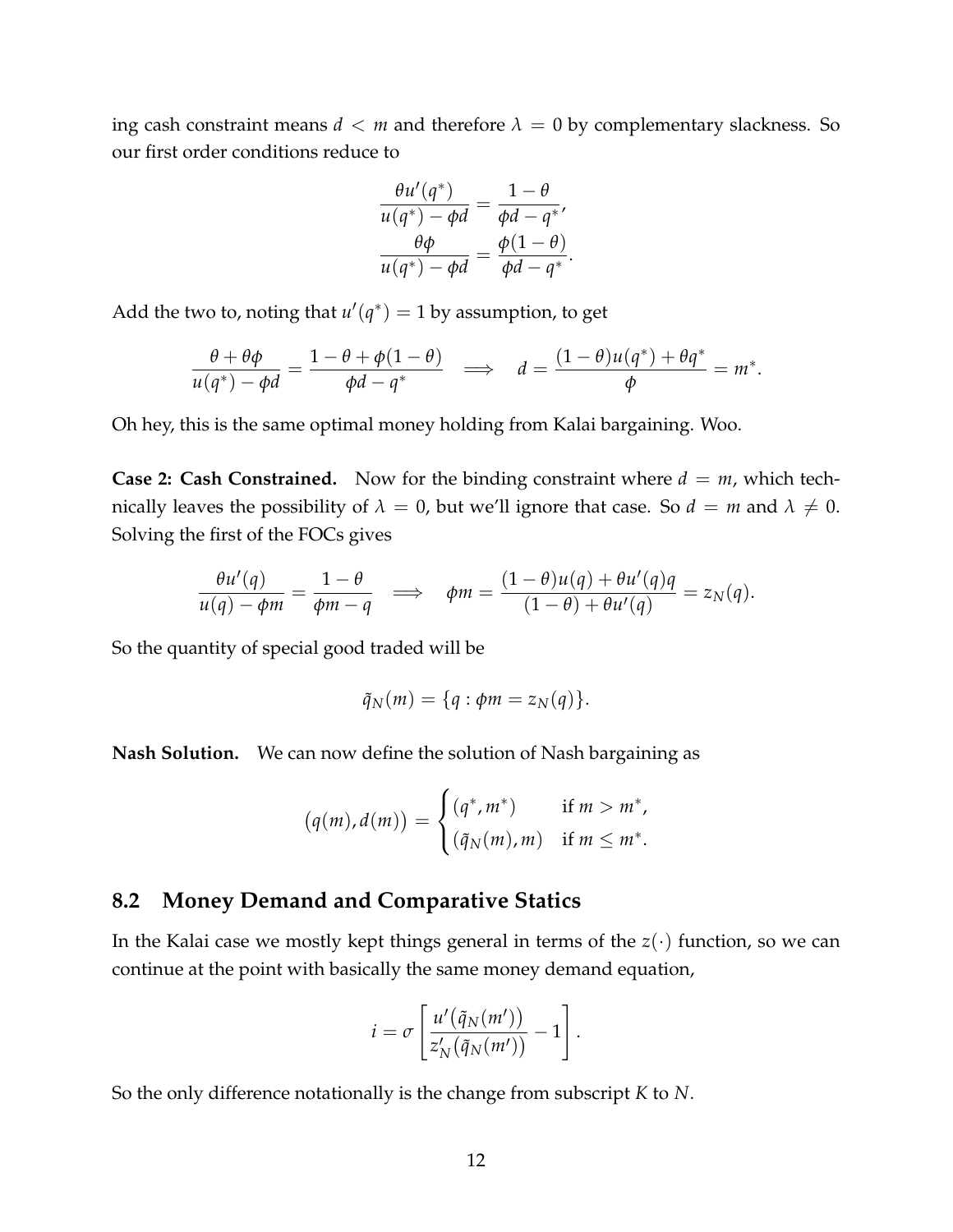ing cash constraint means $d < m$ and therefore $\lambda = 0$ by complementary slackness. So our first order conditions reduce to

$$\frac{\theta u'(q^*)}{u(q^*) - \phi d} = \frac{1-\theta}{\phi d - q^*},$$
$$\frac{\theta \phi}{u(q^*) - \phi d} = \frac{\phi(1-\theta)}{\phi d - q^*}.$$

Add the two to, noting that $u'(q^*) = 1$ by assumption, to get

$$\frac{\theta + \theta\phi}{u(q^*) - \phi d} = \frac{1 - \theta + \phi(1-\theta)}{\phi d - q^*} \quad \Longrightarrow \quad d = \frac{(1-\theta)u(q^*) + \theta q^*}{\phi} = m^*.$$

Oh hey, this is the same optimal money holding from Kalai bargaining. Woo.

**Case 2: Cash Constrained.** Now for the binding constraint where $d = m$, which technically leaves the possibility of $\lambda = 0$, but we'll ignore that case. So $d = m$ and $\lambda \neq 0$. Solving the first of the FOCs gives

$$\frac{\theta u'(q)}{u(q) - \phi m} = \frac{1-\theta}{\phi m - q} \quad \Longrightarrow \quad \phi m = \frac{(1-\theta)u(q) + \theta u'(q) q}{(1-\theta) + \theta u'(q)} = z_N(q).$$

So the quantity of special good traded will be

$$\tilde{q}_N(m) = \{q : \phi m = z_N(q)\}.$$

**Nash Solution.** We can now define the solution of Nash bargaining as

$$\big(q(m), d(m)\big) = \begin{cases} (q^*, m^*) & \text{if } m > m^*, \\ (\tilde{q}_N(m), m) & \text{if } m \leq m^*. \end{cases}$$

## 8.2 Money Demand and Comparative Statics

In the Kalai case we mostly kept things general in terms of the $z(\cdot)$ function, so we can continue at the point with basically the same money demand equation,

$$i = \sigma \left[ \frac{u'\big(\tilde{q}_N(m')\big)}{z_N'\big(\tilde{q}_N(m')\big)} - 1 \right].$$

So the only difference notationally is the change from subscript $K$ to $N$.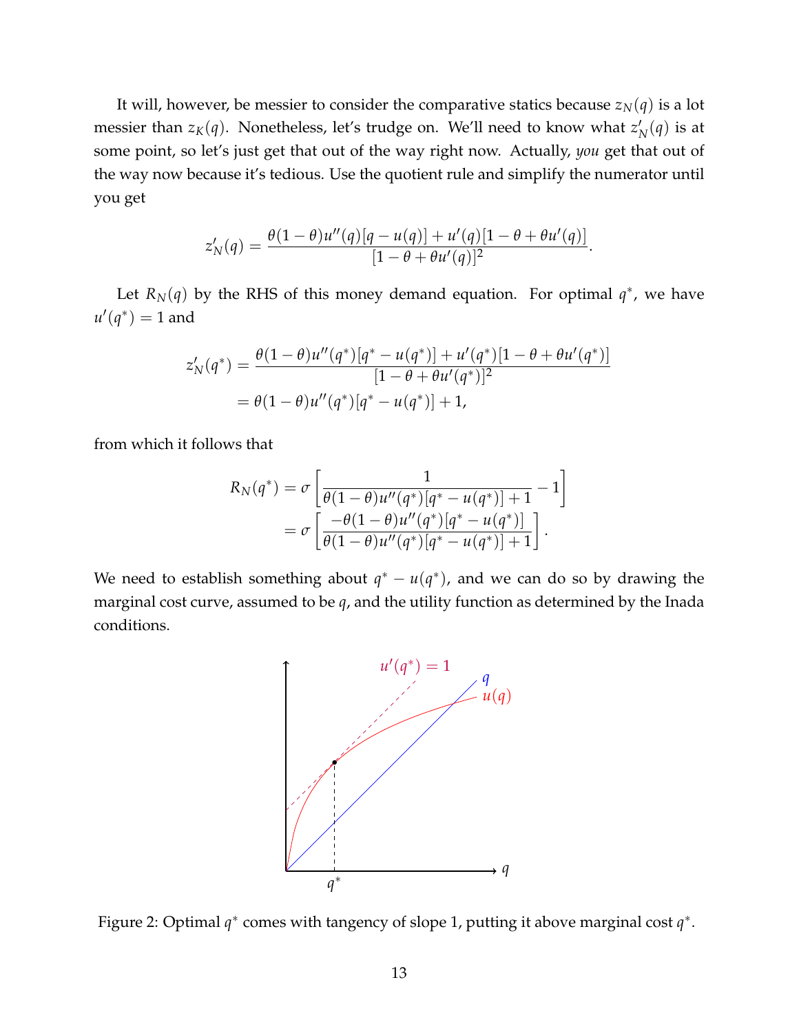It will, however, be messier to consider the comparative statics because $z_N(q)$ is a lot messier than $z_K(q)$. Nonetheless, let's trudge on. We'll need to know what $z_N'(q)$ is at some point, so let's just get that out of the way right now. Actually, *you* get that out of the way now because it's tedious. Use the quotient rule and simplify the numerator until you get

$$z_N'(q) = \frac{\theta(1-\theta)u''(q)[q-u(q)] + u'(q)[1-\theta+\theta u'(q)]}{[1-\theta+\theta u'(q)]^2}.$$

Let $R_N(q)$ by the RHS of this money demand equation. For optimal $q^*$, we have $u'(q^*) = 1$ and

$$\begin{aligned} z_N'(q^*) &= \frac{\theta(1-\theta)u''(q^*)[q^*-u(q^*)] + u'(q^*)[1-\theta+\theta u'(q^*)]}{[1-\theta+\theta u'(q^*)]^2} \\ &= \theta(1-\theta)u''(q^*)[q^*-u(q^*)] + 1, \end{aligned}$$

from which it follows that

$$\begin{aligned} R_N(q^*) &= \sigma\left[\frac{1}{\theta(1-\theta)u''(q^*)[q^*-u(q^*)]+1} - 1\right] \\ &= \sigma\left[\frac{-\theta(1-\theta)u''(q^*)[q^*-u(q^*)]}{\theta(1-\theta)u''(q^*)[q^*-u(q^*)]+1}\right]. \end{aligned}$$

We need to establish something about $q^* - u(q^*)$, and we can do so by drawing the marginal cost curve, assumed to be $q$, and the utility function as determined by the Inada conditions.

Figure 2: Optimal $q^*$ comes with tangency of slope 1, putting it above marginal cost $q^*$.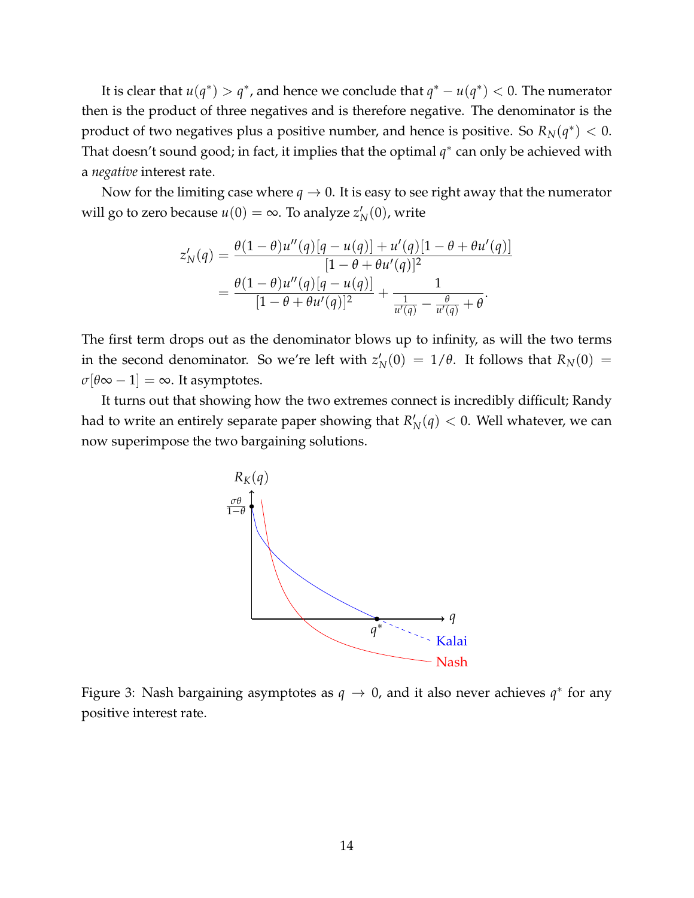It is clear that $u(q^*) > q^*$, and hence we conclude that $q^* - u(q^*) < 0$. The numerator then is the product of three negatives and is therefore negative. The denominator is the product of two negatives plus a positive number, and hence is positive. So $R_N(q^*) < 0$. That doesn't sound good; in fact, it implies that the optimal $q^*$ can only be achieved with a *negative* interest rate.

Now for the limiting case where $q \to 0$. It is easy to see right away that the numerator will go to zero because $u(0) = \infty$. To analyze $z'_N(0)$, write

$$
\begin{aligned}
z'_N(q) &= \frac{\theta(1-\theta)u''(q)[q-u(q)] + u'(q)[1-\theta+\theta u'(q)]}{[1-\theta+\theta u'(q)]^2} \\
&= \frac{\theta(1-\theta)u''(q)[q-u(q)]}{[1-\theta+\theta u'(q)]^2} + \frac{1}{\frac{1}{u'(q)} - \frac{\theta}{u'(q)} + \theta}.
\end{aligned}
$$

The first term drops out as the denominator blows up to infinity, as will the two terms in the second denominator. So we're left with $z'_N(0) = 1/\theta$. It follows that $R_N(0) = \sigma[\theta\infty - 1] = \infty$. It asymptotes.

It turns out that showing how the two extremes connect is incredibly difficult; Randy had to write an entirely separate paper showing that $R'_N(q) < 0$. Well whatever, we can now superimpose the two bargaining solutions.

Figure 3: Nash bargaining asymptotes as $q \to 0$, and it also never achieves $q^*$ for any positive interest rate.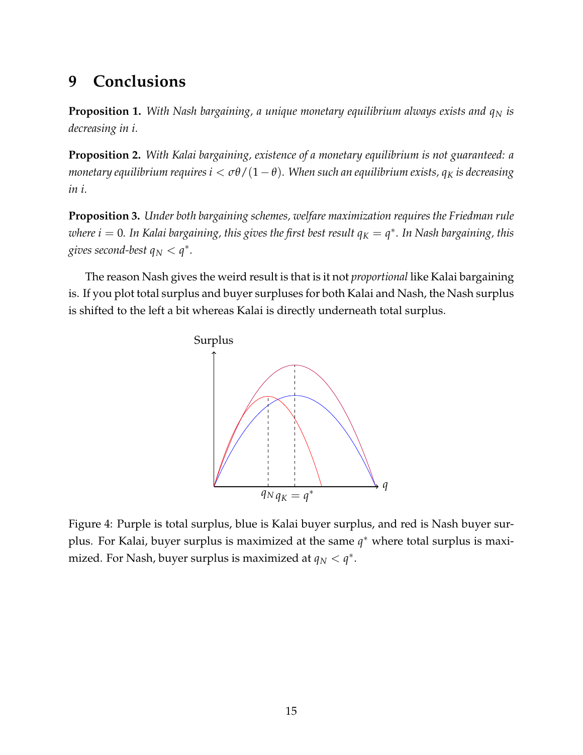# 9 Conclusions

**Proposition 1.** *With Nash bargaining, a unique monetary equilibrium always exists and $q_N$ is decreasing in $i$.*

**Proposition 2.** *With Kalai bargaining, existence of a monetary equilibrium is not guaranteed: a monetary equilibrium requires $i < \sigma\theta/(1-\theta)$. When such an equilibrium exists, $q_K$ is decreasing in $i$.*

**Proposition 3.** *Under both bargaining schemes, welfare maximization requires the Friedman rule where $i = 0$. In Kalai bargaining, this gives the first best result $q_K = q^*$. In Nash bargaining, this gives second-best $q_N < q^*$.*

The reason Nash gives the weird result is that is it not *proportional* like Kalai bargaining is. If you plot total surplus and buyer surpluses for both Kalai and Nash, the Nash surplus is shifted to the left a bit whereas Kalai is directly underneath total surplus.

Surplus

$q$

$q_N$ $q_K = q^*$

Figure 4: Purple is total surplus, blue is Kalai buyer surplus, and red is Nash buyer surplus. For Kalai, buyer surplus is maximized at the same $q^*$ where total surplus is maximized. For Nash, buyer surplus is maximized at $q_N < q^*$.